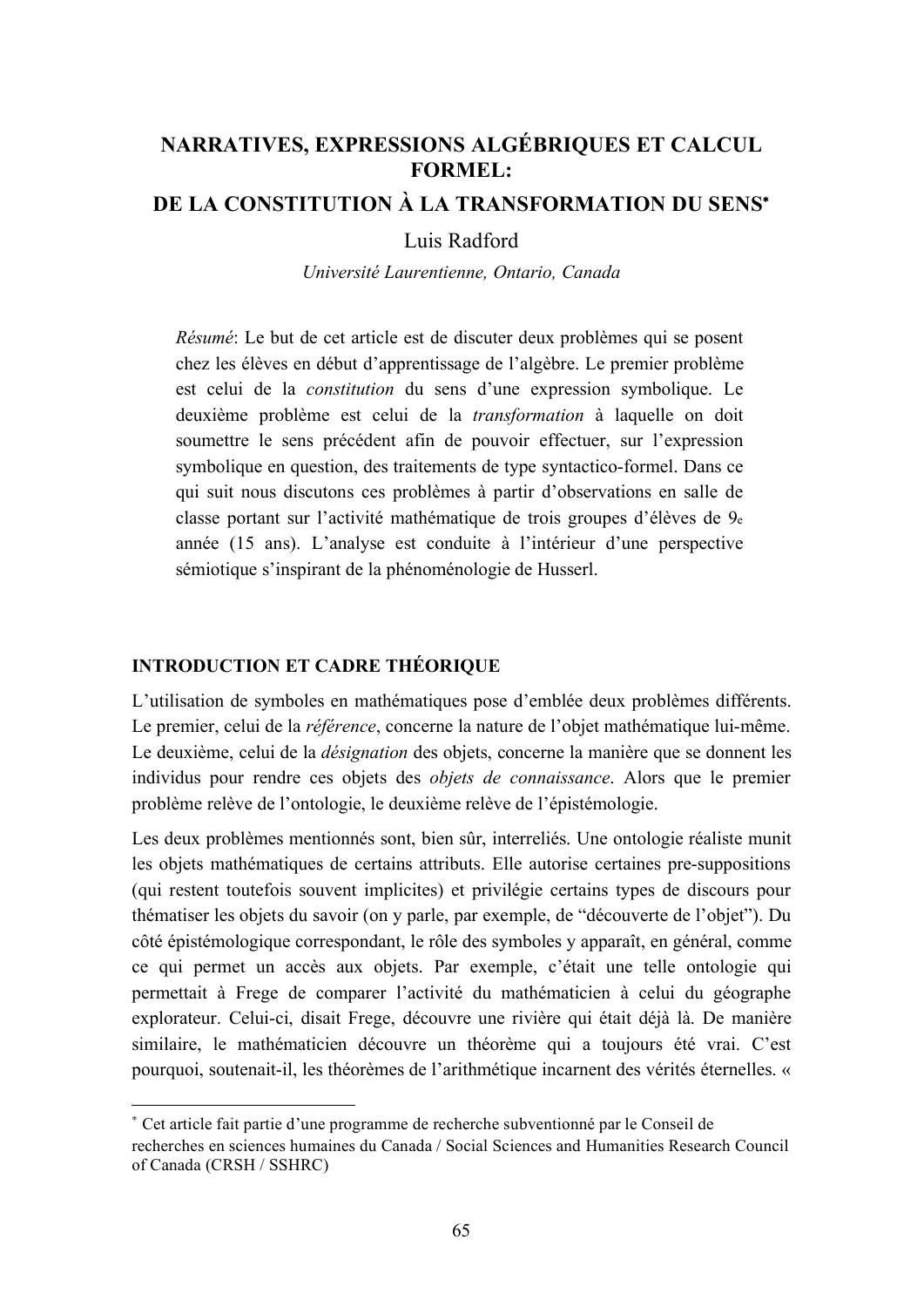# NARRATIVES, EXPRESSIONS ALGÉBRIQUES ET CALCUL FORMEL: DE LA CONSTITUTION À LA TRANSFORMATION DU SENS*

Luis Radford

*Université Laurentienne, Ontario, Canada*

*Résumé*: Le but de cet article est de discuter deux problèmes qui se posent chez les élèves en début d'apprentissage de l'algèbre. Le premier problème est celui de la *constitution* du sens d'une expression symbolique. Le deuxième problème est celui de la *transformation* à laquelle on doit soumettre le sens précédent afin de pouvoir effectuer, sur l'expression symbolique en question, des traitements de type syntactico-formel. Dans ce qui suit nous discutons ces problèmes à partir d'observations en salle de classe portant sur l'activité mathématique de trois groupes d'élèves de 9e année (15 ans). L'analyse est conduite à l'intérieur d'une perspective sémiotique s'inspirant de la phénoménologie de Husserl.

## INTRODUCTION ET CADRE THÉORIQUE

L'utilisation de symboles en mathématiques pose d'emblée deux problèmes différents. Le premier, celui de la *référence*, concerne la nature de l'objet mathématique lui-même. Le deuxième, celui de la *désignation* des objets, concerne la manière que se donnent les individus pour rendre ces objets des *objets de connaissance*. Alors que le premier problème relève de l'ontologie, le deuxième relève de l'épistémologie.

Les deux problèmes mentionnés sont, bien sûr, interreliés. Une ontologie réaliste munit les objets mathématiques de certains attributs. Elle autorise certaines pre-suppositions (qui restent toutefois souvent implicites) et privilégie certains types de discours pour thématiser les objets du savoir (on y parle, par exemple, de "découverte de l'objet"). Du côté épistémologique correspondant, le rôle des symboles y apparaît, en général, comme ce qui permet un accès aux objets. Par exemple, c'était une telle ontologie qui permettait à Frege de comparer l'activité du mathématicien à celui du géographe explorateur. Celui-ci, disait Frege, découvre une rivière qui était déjà là. De manière similaire, le mathématicien découvre un théorème qui a toujours été vrai. C'est pourquoi, soutenait-il, les théorèmes de l'arithmétique incarnent des vérités éternelles. «

---

* Cet article fait partie d'une programme de recherche subventionné par le Conseil de recherches en sciences humaines du Canada / Social Sciences and Humanities Research Council of Canada (CRSH / SSHRC)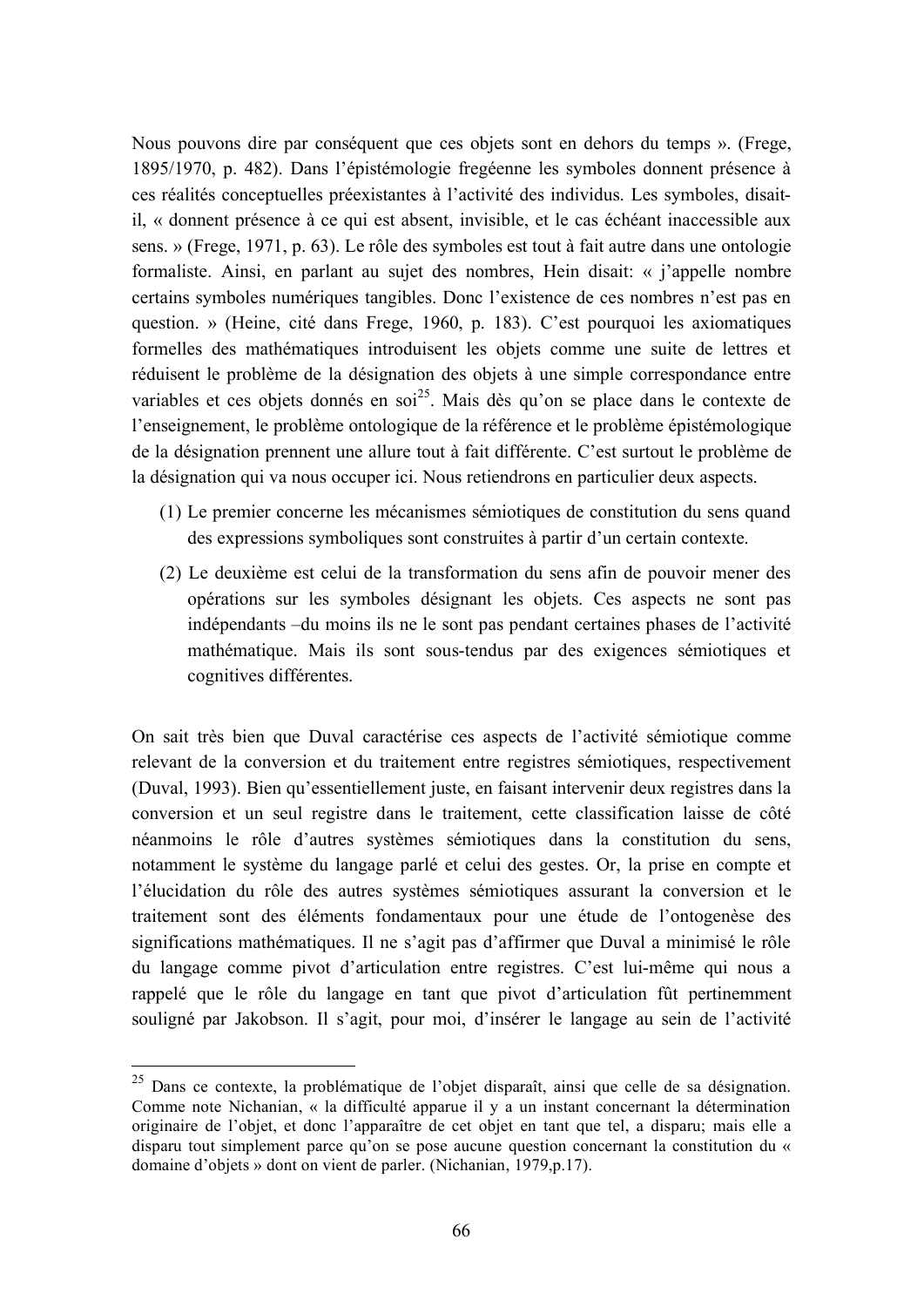Nous pouvons dire par conséquent que ces objets sont en dehors du temps ». (Frege, 1895/1970, p. 482). Dans l'épistémologie fregéenne les symboles donnent présence à ces réalités conceptuelles préexistantes à l'activité des individus. Les symboles, disait-il, « donnent présence à ce qui est absent, invisible, et le cas échéant inaccessible aux sens. » (Frege, 1971, p. 63). Le rôle des symboles est tout à fait autre dans une ontologie formaliste. Ainsi, en parlant au sujet des nombres, Hein disait: « j'appelle nombre certains symboles numériques tangibles. Donc l'existence de ces nombres n'est pas en question. » (Heine, cité dans Frege, 1960, p. 183). C'est pourquoi les axiomatiques formelles des mathématiques introduisent les objets comme une suite de lettres et réduisent le problème de la désignation des objets à une simple correspondance entre variables et ces objets donnés en soi[25]. Mais dès qu'on se place dans le contexte de l'enseignement, le problème ontologique de la référence et le problème épistémologique de la désignation prennent une allure tout à fait différente. C'est surtout le problème de la désignation qui va nous occuper ici. Nous retiendrons en particulier deux aspects.

(1) Le premier concerne les mécanismes sémiotiques de constitution du sens quand des expressions symboliques sont construites à partir d'un certain contexte.

(2) Le deuxième est celui de la transformation du sens afin de pouvoir mener des opérations sur les symboles désignant les objets. Ces aspects ne sont pas indépendants –du moins ils ne le sont pas pendant certaines phases de l'activité mathématique. Mais ils sont sous-tendus par des exigences sémiotiques et cognitives différentes.

On sait très bien que Duval caractérise ces aspects de l'activité sémiotique comme relevant de la conversion et du traitement entre registres sémiotiques, respectivement (Duval, 1993). Bien qu'essentiellement juste, en faisant intervenir deux registres dans la conversion et un seul registre dans le traitement, cette classification laisse de côté néanmoins le rôle d'autres systèmes sémiotiques dans la constitution du sens, notamment le système du langage parlé et celui des gestes. Or, la prise en compte et l'élucidation du rôle des autres systèmes sémiotiques assurant la conversion et le traitement sont des éléments fondamentaux pour une étude de l'ontogenèse des significations mathématiques. Il ne s'agit pas d'affirmer que Duval a minimisé le rôle du langage comme pivot d'articulation entre registres. C'est lui-même qui nous a rappelé que le rôle du langage en tant que pivot d'articulation fût pertinemment souligné par Jakobson. Il s'agit, pour moi, d'insérer le langage au sein de l'activité

[25] Dans ce contexte, la problématique de l'objet disparaît, ainsi que celle de sa désignation. Comme note Nichanian, « la difficulté apparue il y a un instant concernant la détermination originaire de l'objet, et donc l'apparaître de cet objet en tant que tel, a disparu; mais elle a disparu tout simplement parce qu'on se pose aucune question concernant la constitution du « domaine d'objets » dont on vient de parler. (Nichanian, 1979,p.17).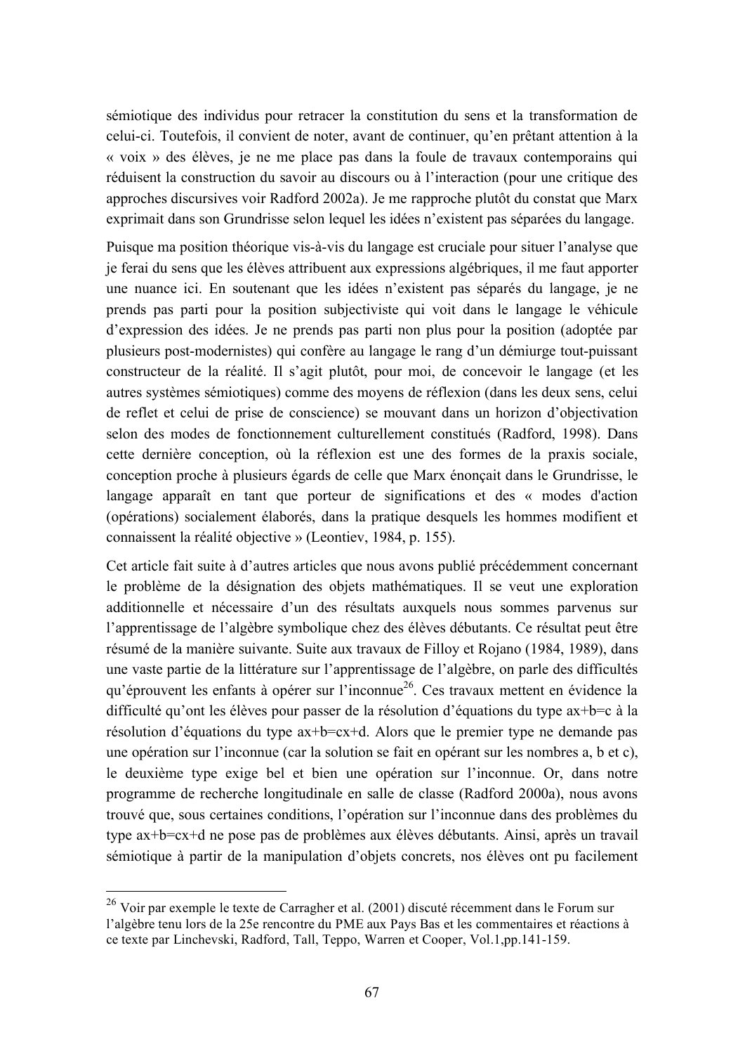sémiotique des individus pour retracer la constitution du sens et la transformation de celui-ci. Toutefois, il convient de noter, avant de continuer, qu'en prêtant attention à la « voix » des élèves, je ne me place pas dans la foule de travaux contemporains qui réduisent la construction du savoir au discours ou à l'interaction (pour une critique des approches discursives voir Radford 2002a). Je me rapproche plutôt du constat que Marx exprimait dans son Grundrisse selon lequel les idées n'existent pas séparées du langage.

Puisque ma position théorique vis-à-vis du langage est cruciale pour situer l'analyse que je ferai du sens que les élèves attribuent aux expressions algébriques, il me faut apporter une nuance ici. En soutenant que les idées n'existent pas séparés du langage, je ne prends pas parti pour la position subjectiviste qui voit dans le langage le véhicule d'expression des idées. Je ne prends pas parti non plus pour la position (adoptée par plusieurs post-modernistes) qui confère au langage le rang d'un démiurge tout-puissant constructeur de la réalité. Il s'agit plutôt, pour moi, de concevoir le langage (et les autres systèmes sémiotiques) comme des moyens de réflexion (dans les deux sens, celui de reflet et celui de prise de conscience) se mouvant dans un horizon d'objectivation selon des modes de fonctionnement culturellement constitués (Radford, 1998). Dans cette dernière conception, où la réflexion est une des formes de la praxis sociale, conception proche à plusieurs égards de celle que Marx énonçait dans le Grundrisse, le langage apparaît en tant que porteur de significations et des « modes d'action (opérations) socialement élaborés, dans la pratique desquels les hommes modifient et connaissent la réalité objective » (Leontiev, 1984, p. 155).

Cet article fait suite à d'autres articles que nous avons publié précédemment concernant le problème de la désignation des objets mathématiques. Il se veut une exploration additionnelle et nécessaire d'un des résultats auxquels nous sommes parvenus sur l'apprentissage de l'algèbre symbolique chez des élèves débutants. Ce résultat peut être résumé de la manière suivante. Suite aux travaux de Filloy et Rojano (1984, 1989), dans une vaste partie de la littérature sur l'apprentissage de l'algèbre, on parle des difficultés qu'éprouvent les enfants à opérer sur l'inconnue[26]. Ces travaux mettent en évidence la difficulté qu'ont les élèves pour passer de la résolution d'équations du type $ax+b=c$ à la résolution d'équations du type $ax+b=cx+d$. Alors que le premier type ne demande pas une opération sur l'inconnue (car la solution se fait en opérant sur les nombres a, b et c), le deuxième type exige bel et bien une opération sur l'inconnue. Or, dans notre programme de recherche longitudinale en salle de classe (Radford 2000a), nous avons trouvé que, sous certaines conditions, l'opération sur l'inconnue dans des problèmes du type $ax+b=cx+d$ ne pose pas de problèmes aux élèves débutants. Ainsi, après un travail sémiotique à partir de la manipulation d'objets concrets, nos élèves ont pu facilement

---

[26] Voir par exemple le texte de Carragher et al. (2001) discuté récemment dans le Forum sur l'algèbre tenu lors de la 25e rencontre du PME aux Pays Bas et les commentaires et réactions à ce texte par Linchevski, Radford, Tall, Teppo, Warren et Cooper, Vol.1,pp.141-159.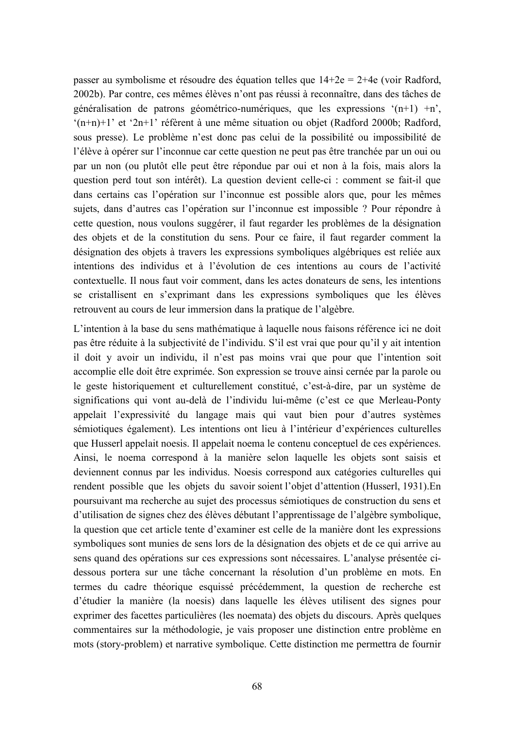passer au symbolisme et résoudre des équation telles que $14+2e = 2+4e$ (voir Radford, 2002b). Par contre, ces mêmes élèves n'ont pas réussi à reconnaître, dans des tâches de généralisation de patrons géométrico-numériques, que les expressions '$(n+1) +n$', '$(n+n)+1$' et '$2n+1$' réfèrent à une même situation ou objet (Radford 2000b; Radford, sous presse). Le problème n'est donc pas celui de la possibilité ou impossibilité de l'élève à opérer sur l'inconnue car cette question ne peut pas être tranchée par un oui ou par un non (ou plutôt elle peut être répondue par oui et non à la fois, mais alors la question perd tout son intérêt). La question devient celle-ci : comment se fait-il que dans certains cas l'opération sur l'inconnue est possible alors que, pour les mêmes sujets, dans d'autres cas l'opération sur l'inconnue est impossible ? Pour répondre à cette question, nous voulons suggérer, il faut regarder les problèmes de la désignation des objets et de la constitution du sens. Pour ce faire, il faut regarder comment la désignation des objets à travers les expressions symboliques algébriques est reliée aux intentions des individus et à l'évolution de ces intentions au cours de l'activité contextuelle. Il nous faut voir comment, dans les actes donateurs de sens, les intentions se cristallisent en s'exprimant dans les expressions symboliques que les élèves retrouvent au cours de leur immersion dans la pratique de l'algèbre.

L'intention à la base du sens mathématique à laquelle nous faisons référence ici ne doit pas être réduite à la subjectivité de l'individu. S'il est vrai que pour qu'il y ait intention il doit y avoir un individu, il n'est pas moins vrai que pour que l'intention soit accomplie elle doit être exprimée. Son expression se trouve ainsi cernée par la parole ou le geste historiquement et culturellement constitué, c'est-à-dire, par un système de significations qui vont au-delà de l'individu lui-même (c'est ce que Merleau-Ponty appelait l'expressivité du langage mais qui vaut bien pour d'autres systèmes sémiotiques également). Les intentions ont lieu à l'intérieur d'expériences culturelles que Husserl appelait noesis. Il appelait noema le contenu conceptuel de ces expériences. Ainsi, le noema correspond à la manière selon laquelle les objets sont saisis et deviennent connus par les individus. Noesis correspond aux catégories culturelles qui rendent possible que les objets du savoir soient l'objet d'attention (Husserl, 1931).En poursuivant ma recherche au sujet des processus sémiotiques de construction du sens et d'utilisation de signes chez des élèves débutant l'apprentissage de l'algèbre symbolique, la question que cet article tente d'examiner est celle de la manière dont les expressions symboliques sont munies de sens lors de la désignation des objets et de ce qui arrive au sens quand des opérations sur ces expressions sont nécessaires. L'analyse présentée ci-dessous portera sur une tâche concernant la résolution d'un problème en mots. En termes du cadre théorique esquissé précédemment, la question de recherche est d'étudier la manière (la noesis) dans laquelle les élèves utilisent des signes pour exprimer des facettes particulières (les noemata) des objets du discours. Après quelques commentaires sur la méthodologie, je vais proposer une distinction entre problème en mots (story-problem) et narrative symbolique. Cette distinction me permettra de fournir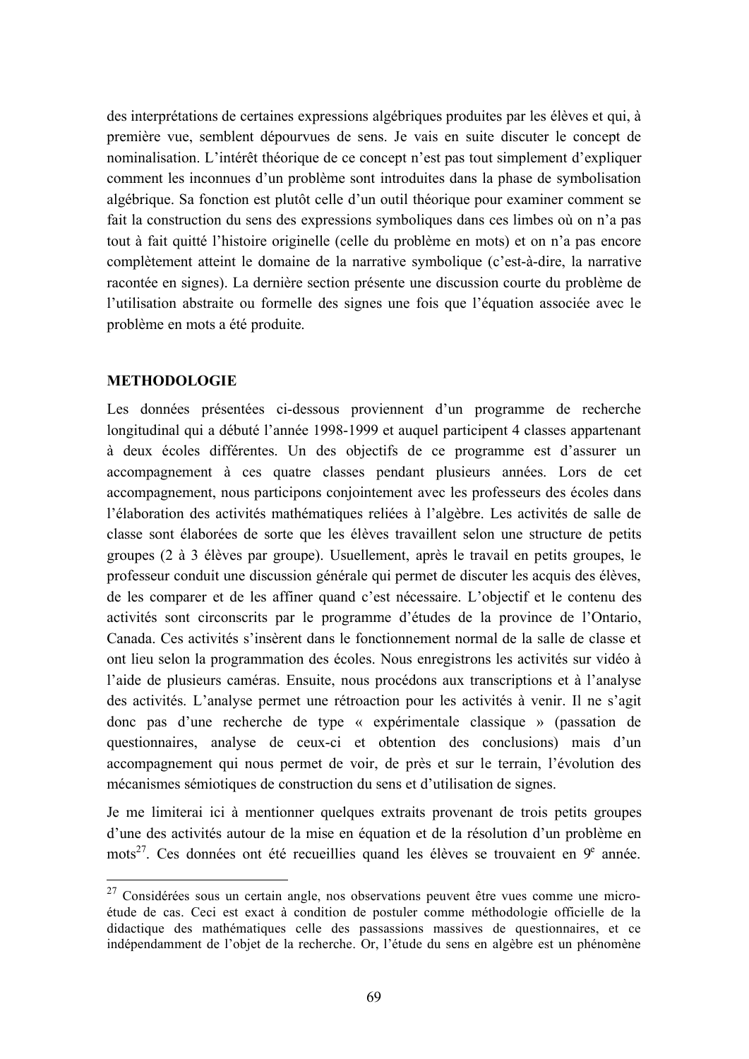des interprétations de certaines expressions algébriques produites par les élèves et qui, à première vue, semblent dépourvues de sens. Je vais en suite discuter le concept de nominalisation. L'intérêt théorique de ce concept n'est pas tout simplement d'expliquer comment les inconnues d'un problème sont introduites dans la phase de symbolisation algébrique. Sa fonction est plutôt celle d'un outil théorique pour examiner comment se fait la construction du sens des expressions symboliques dans ces limbes où on n'a pas tout à fait quitté l'histoire originelle (celle du problème en mots) et on n'a pas encore complètement atteint le domaine de la narrative symbolique (c'est-à-dire, la narrative racontée en signes). La dernière section présente une discussion courte du problème de l'utilisation abstraite ou formelle des signes une fois que l'équation associée avec le problème en mots a été produite.

## METHODOLOGIE

Les données présentées ci-dessous proviennent d'un programme de recherche longitudinal qui a débuté l'année 1998-1999 et auquel participent 4 classes appartenant à deux écoles différentes. Un des objectifs de ce programme est d'assurer un accompagnement à ces quatre classes pendant plusieurs années. Lors de cet accompagnement, nous participons conjointement avec les professeurs des écoles dans l'élaboration des activités mathématiques reliées à l'algèbre. Les activités de salle de classe sont élaborées de sorte que les élèves travaillent selon une structure de petits groupes (2 à 3 élèves par groupe). Usuellement, après le travail en petits groupes, le professeur conduit une discussion générale qui permet de discuter les acquis des élèves, de les comparer et de les affiner quand c'est nécessaire. L'objectif et le contenu des activités sont circonscrits par le programme d'études de la province de l'Ontario, Canada. Ces activités s'insèrent dans le fonctionnement normal de la salle de classe et ont lieu selon la programmation des écoles. Nous enregistrons les activités sur vidéo à l'aide de plusieurs caméras. Ensuite, nous procédons aux transcriptions et à l'analyse des activités. L'analyse permet une rétroaction pour les activités à venir. Il ne s'agit donc pas d'une recherche de type « expérimentale classique » (passation de questionnaires, analyse de ceux-ci et obtention des conclusions) mais d'un accompagnement qui nous permet de voir, de près et sur le terrain, l'évolution des mécanismes sémiotiques de construction du sens et d'utilisation de signes.

Je me limiterai ici à mentionner quelques extraits provenant de trois petits groupes d'une des activités autour de la mise en équation et de la résolution d'un problème en mots[27]. Ces données ont été recueillies quand les élèves se trouvaient en 9e année.

---

[27] Considérées sous un certain angle, nos observations peuvent être vues comme une micro-étude de cas. Ceci est exact à condition de postuler comme méthodologie officielle de la didactique des mathématiques celle des passassions massives de questionnaires, et ce indépendamment de l'objet de la recherche. Or, l'étude du sens en algèbre est un phénomène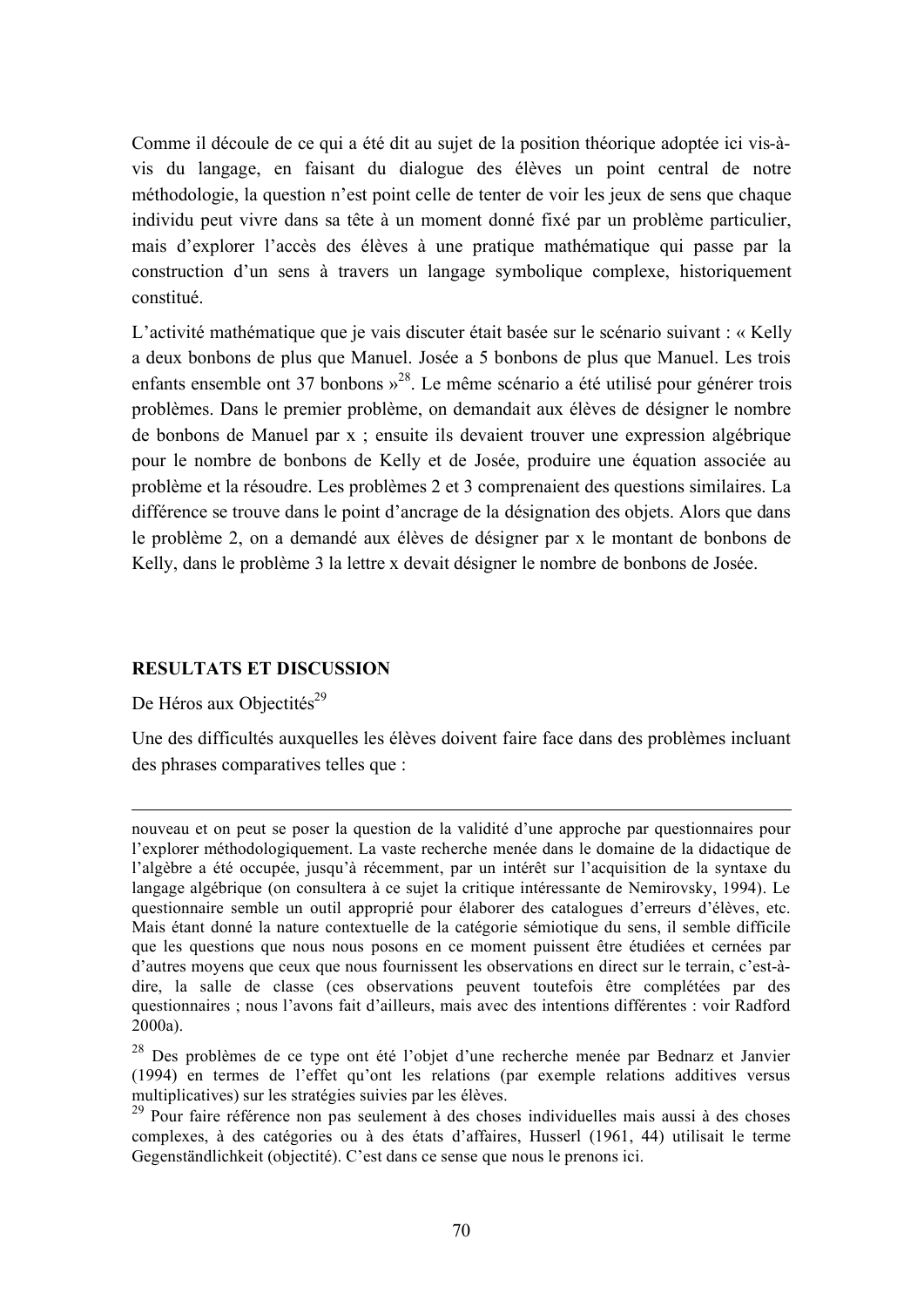Comme il découle de ce qui a été dit au sujet de la position théorique adoptée ici vis-à-vis du langage, en faisant du dialogue des élèves un point central de notre méthodologie, la question n'est point celle de tenter de voir les jeux de sens que chaque individu peut vivre dans sa tête à un moment donné fixé par un problème particulier, mais d'explorer l'accès des élèves à une pratique mathématique qui passe par la construction d'un sens à travers un langage symbolique complexe, historiquement constitué.

L'activité mathématique que je vais discuter était basée sur le scénario suivant : « Kelly a deux bonbons de plus que Manuel. Josée a 5 bonbons de plus que Manuel. Les trois enfants ensemble ont 37 bonbons »[28]. Le même scénario a été utilisé pour générer trois problèmes. Dans le premier problème, on demandait aux élèves de désigner le nombre de bonbons de Manuel par x ; ensuite ils devaient trouver une expression algébrique pour le nombre de bonbons de Kelly et de Josée, produire une équation associée au problème et la résoudre. Les problèmes 2 et 3 comprenaient des questions similaires. La différence se trouve dans le point d'ancrage de la désignation des objets. Alors que dans le problème 2, on a demandé aux élèves de désigner par x le montant de bonbons de Kelly, dans le problème 3 la lettre x devait désigner le nombre de bonbons de Josée.

## RESULTATS ET DISCUSSION

De Héros aux Objectités[29]

Une des difficultés auxquelles les élèves doivent faire face dans des problèmes incluant des phrases comparatives telles que :

---

nouveau et on peut se poser la question de la validité d'une approche par questionnaires pour l'explorer méthodologiquement. La vaste recherche menée dans le domaine de la didactique de l'algèbre a été occupée, jusqu'à récemment, par un intérêt sur l'acquisition de la syntaxe du langage algébrique (on consultera à ce sujet la critique intéressante de Nemirovsky, 1994). Le questionnaire semble un outil approprié pour élaborer des catalogues d'erreurs d'élèves, etc. Mais étant donné la nature contextuelle de la catégorie sémiotique du sens, il semble difficile que les questions que nous nous posons en ce moment puissent être étudiées et cernées par d'autres moyens que ceux que nous fournissent les observations en direct sur le terrain, c'est-à-dire, la salle de classe (ces observations peuvent toutefois être complétées par des questionnaires ; nous l'avons fait d'ailleurs, mais avec des intentions différentes : voir Radford 2000a).

[28] Des problèmes de ce type ont été l'objet d'une recherche menée par Bednarz et Janvier (1994) en termes de l'effet qu'ont les relations (par exemple relations additives versus multiplicatives) sur les stratégies suivies par les élèves.

[29] Pour faire référence non pas seulement à des choses individuelles mais aussi à des choses complexes, à des catégories ou à des états d'affaires, Husserl (1961, 44) utilisait le terme Gegenständlichkeit (objectité). C'est dans ce sense que nous le prenons ici.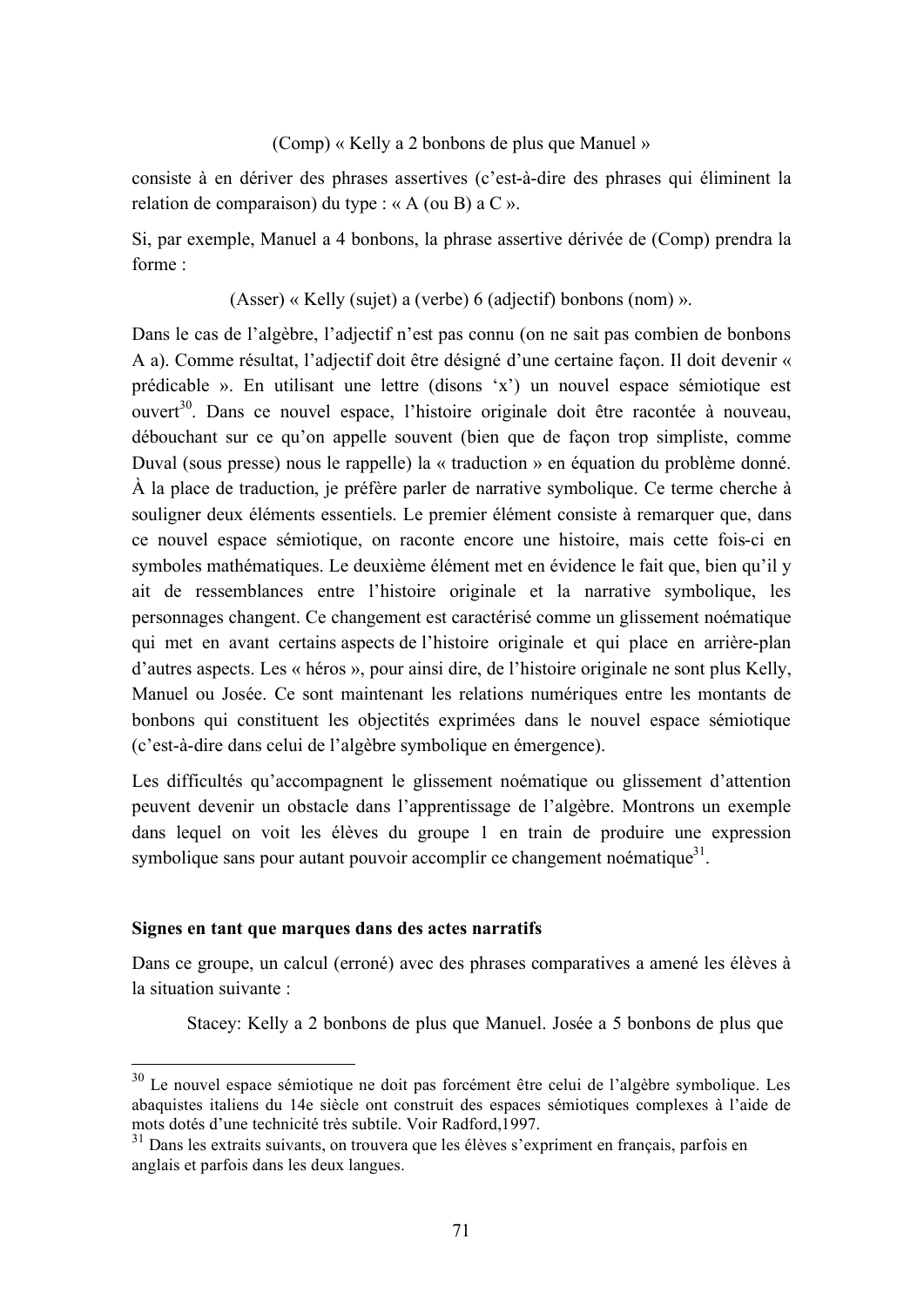(Comp) « Kelly a 2 bonbons de plus que Manuel »

consiste à en dériver des phrases assertives (c'est-à-dire des phrases qui éliminent la relation de comparaison) du type : « A (ou B) a C ».

Si, par exemple, Manuel a 4 bonbons, la phrase assertive dérivée de (Comp) prendra la forme :

(Asser) « Kelly (sujet) a (verbe) 6 (adjectif) bonbons (nom) ».

Dans le cas de l'algèbre, l'adjectif n'est pas connu (on ne sait pas combien de bonbons A a). Comme résultat, l'adjectif doit être désigné d'une certaine façon. Il doit devenir « prédicable ». En utilisant une lettre (disons 'x') un nouvel espace sémiotique est ouvert[30]. Dans ce nouvel espace, l'histoire originale doit être racontée à nouveau, débouchant sur ce qu'on appelle souvent (bien que de façon trop simpliste, comme Duval (sous presse) nous le rappelle) la « traduction » en équation du problème donné. À la place de traduction, je préfère parler de narrative symbolique. Ce terme cherche à souligner deux éléments essentiels. Le premier élément consiste à remarquer que, dans ce nouvel espace sémiotique, on raconte encore une histoire, mais cette fois-ci en symboles mathématiques. Le deuxième élément met en évidence le fait que, bien qu'il y ait de ressemblances entre l'histoire originale et la narrative symbolique, les personnages changent. Ce changement est caractérisé comme un glissement noématique qui met en avant certains aspects de l'histoire originale et qui place en arrière-plan d'autres aspects. Les « héros », pour ainsi dire, de l'histoire originale ne sont plus Kelly, Manuel ou Josée. Ce sont maintenant les relations numériques entre les montants de bonbons qui constituent les objectités exprimées dans le nouvel espace sémiotique (c'est-à-dire dans celui de l'algèbre symbolique en émergence).

Les difficultés qu'accompagnent le glissement noématique ou glissement d'attention peuvent devenir un obstacle dans l'apprentissage de l'algèbre. Montrons un exemple dans lequel on voit les élèves du groupe 1 en train de produire une expression symbolique sans pour autant pouvoir accomplir ce changement noématique[31].

### Signes en tant que marques dans des actes narratifs

Dans ce groupe, un calcul (erroné) avec des phrases comparatives a amené les élèves à la situation suivante :

Stacey: Kelly a 2 bonbons de plus que Manuel. Josée a 5 bonbons de plus que

---

[30] Le nouvel espace sémiotique ne doit pas forcément être celui de l'algèbre symbolique. Les abaquistes italiens du 14e siècle ont construit des espaces sémiotiques complexes à l'aide de mots dotés d'une technicité très subtile. Voir Radford,1997.

[31] Dans les extraits suivants, on trouvera que les élèves s'expriment en français, parfois en anglais et parfois dans les deux langues.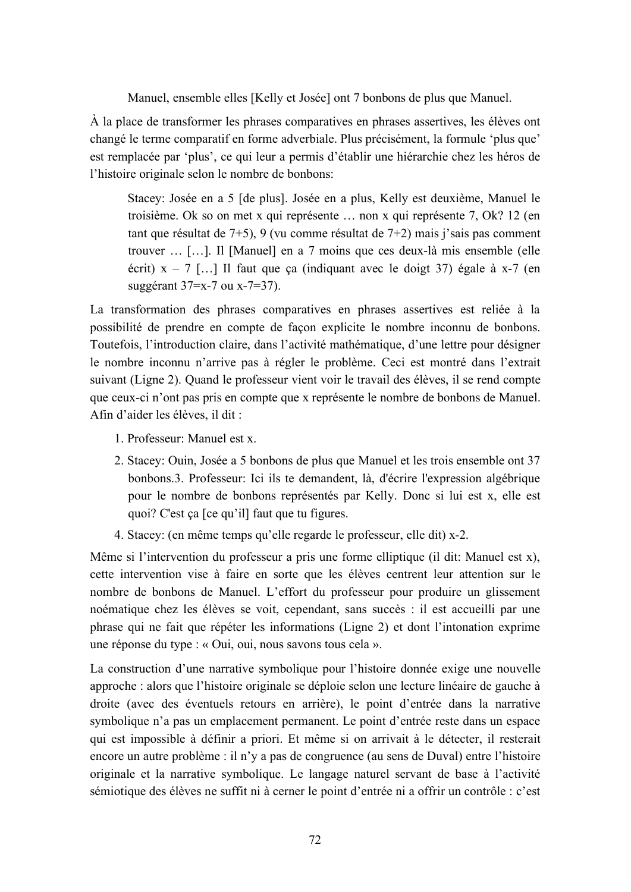> Manuel, ensemble elles [Kelly et Josée] ont 7 bonbons de plus que Manuel.

À la place de transformer les phrases comparatives en phrases assertives, les élèves ont changé le terme comparatif en forme adverbiale. Plus précisément, la formule 'plus que' est remplacée par 'plus', ce qui leur a permis d'établir une hiérarchie chez les héros de l'histoire originale selon le nombre de bonbons:

> Stacey: Josée en a 5 [de plus]. Josée en a plus, Kelly est deuxième, Manuel le troisième. Ok so on met x qui représente … non x qui représente 7, Ok? 12 (en tant que résultat de 7+5), 9 (vu comme résultat de 7+2) mais j'sais pas comment trouver … […]. Il [Manuel] en a 7 moins que ces deux-là mis ensemble (elle écrit) x – 7 […] Il faut que ça (indiquant avec le doigt 37) égale à x-7 (en suggérant 37=x-7 ou x-7=37).

La transformation des phrases comparatives en phrases assertives est reliée à la possibilité de prendre en compte de façon explicite le nombre inconnu de bonbons. Toutefois, l'introduction claire, dans l'activité mathématique, d'une lettre pour désigner le nombre inconnu n'arrive pas à régler le problème. Ceci est montré dans l'extrait suivant (Ligne 2). Quand le professeur vient voir le travail des élèves, il se rend compte que ceux-ci n'ont pas pris en compte que x représente le nombre de bonbons de Manuel. Afin d'aider les élèves, il dit :

> 1. Professeur: Manuel est x.
> 2. Stacey: Ouin, Josée a 5 bonbons de plus que Manuel et les trois ensemble ont 37 bonbons.3. Professeur: Ici ils te demandent, là, d'écrire l'expression algébrique pour le nombre de bonbons représentés par Kelly. Donc si lui est x, elle est quoi? C'est ça [ce qu'il] faut que tu figures.
> 4. Stacey: (en même temps qu'elle regarde le professeur, elle dit) x-2.

Même si l'intervention du professeur a pris une forme elliptique (il dit: Manuel est x), cette intervention vise à faire en sorte que les élèves centrent leur attention sur le nombre de bonbons de Manuel. L'effort du professeur pour produire un glissement noématique chez les élèves se voit, cependant, sans succès : il est accueilli par une phrase qui ne fait que répéter les informations (Ligne 2) et dont l'intonation exprime une réponse du type : « Oui, oui, nous savons tous cela ».

La construction d'une narrative symbolique pour l'histoire donnée exige une nouvelle approche : alors que l'histoire originale se déploie selon une lecture linéaire de gauche à droite (avec des éventuels retours en arrière), le point d'entrée dans la narrative symbolique n'a pas un emplacement permanent. Le point d'entrée reste dans un espace qui est impossible à définir a priori. Et même si on arrivait à le détecter, il resterait encore un autre problème : il n'y a pas de congruence (au sens de Duval) entre l'histoire originale et la narrative symbolique. Le langage naturel servant de base à l'activité sémiotique des élèves ne suffit ni à cerner le point d'entrée ni a offrir un contrôle : c'est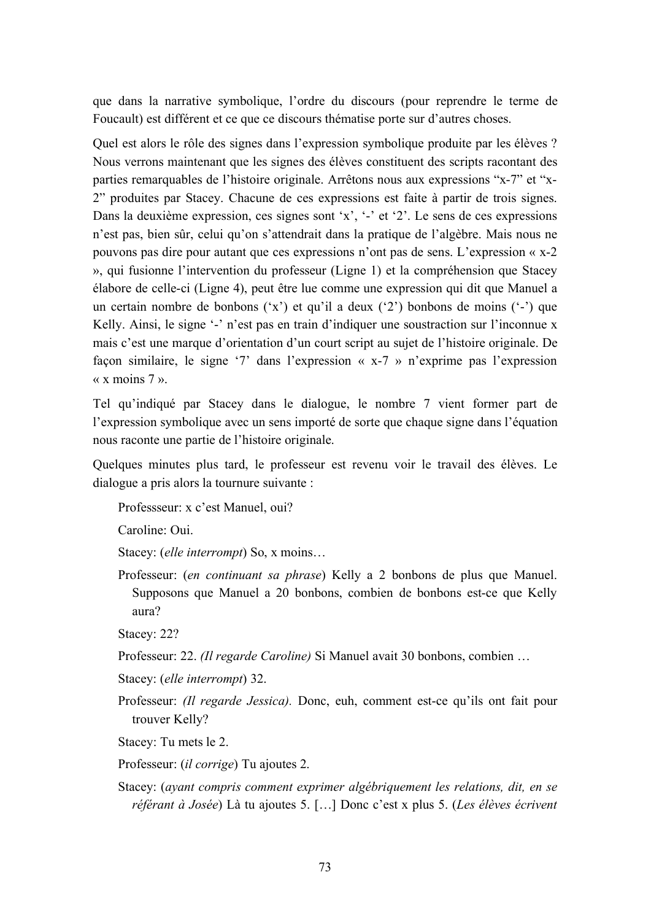que dans la narrative symbolique, l'ordre du discours (pour reprendre le terme de Foucault) est différent et ce que ce discours thématise porte sur d'autres choses.

Quel est alors le rôle des signes dans l'expression symbolique produite par les élèves ? Nous verrons maintenant que les signes des élèves constituent des scripts racontant des parties remarquables de l'histoire originale. Arrêtons nous aux expressions "x-7" et "x-2" produites par Stacey. Chacune de ces expressions est faite à partir de trois signes. Dans la deuxième expression, ces signes sont 'x', '-' et '2'. Le sens de ces expressions n'est pas, bien sûr, celui qu'on s'attendrait dans la pratique de l'algèbre. Mais nous ne pouvons pas dire pour autant que ces expressions n'ont pas de sens. L'expression « x-2 », qui fusionne l'intervention du professeur (Ligne 1) et la compréhension que Stacey élabore de celle-ci (Ligne 4), peut être lue comme une expression qui dit que Manuel a un certain nombre de bonbons ('x') et qu'il a deux ('2') bonbons de moins ('-') que Kelly. Ainsi, le signe '-' n'est pas en train d'indiquer une soustraction sur l'inconnue x mais c'est une marque d'orientation d'un court script au sujet de l'histoire originale. De façon similaire, le signe '7' dans l'expression « x-7 » n'exprime pas l'expression « x moins 7 ».

Tel qu'indiqué par Stacey dans le dialogue, le nombre 7 vient former part de l'expression symbolique avec un sens importé de sorte que chaque signe dans l'équation nous raconte une partie de l'histoire originale.

Quelques minutes plus tard, le professeur est revenu voir le travail des élèves. Le dialogue a pris alors la tournure suivante :

> Professseur: x c'est Manuel, oui?
>
> Caroline: Oui.
>
> Stacey: (*elle interrompt*) So, x moins…
>
> Professeur: (*en continuant sa phrase*) Kelly a 2 bonbons de plus que Manuel. Supposons que Manuel a 20 bonbons, combien de bonbons est-ce que Kelly aura?
>
> Stacey: 22?
>
> Professeur: 22. *(Il regarde Caroline)* Si Manuel avait 30 bonbons, combien …
>
> Stacey: (*elle interrompt*) 32.
>
> Professeur: *(Il regarde Jessica).* Donc, euh, comment est-ce qu'ils ont fait pour trouver Kelly?
>
> Stacey: Tu mets le 2.
>
> Professeur: (*il corrige*) Tu ajoutes 2.
>
> Stacey: (*ayant compris comment exprimer algébriquement les relations, dit, en se référant à Josée*) Là tu ajoutes 5. […] Donc c'est x plus 5. (*Les élèves écrivent*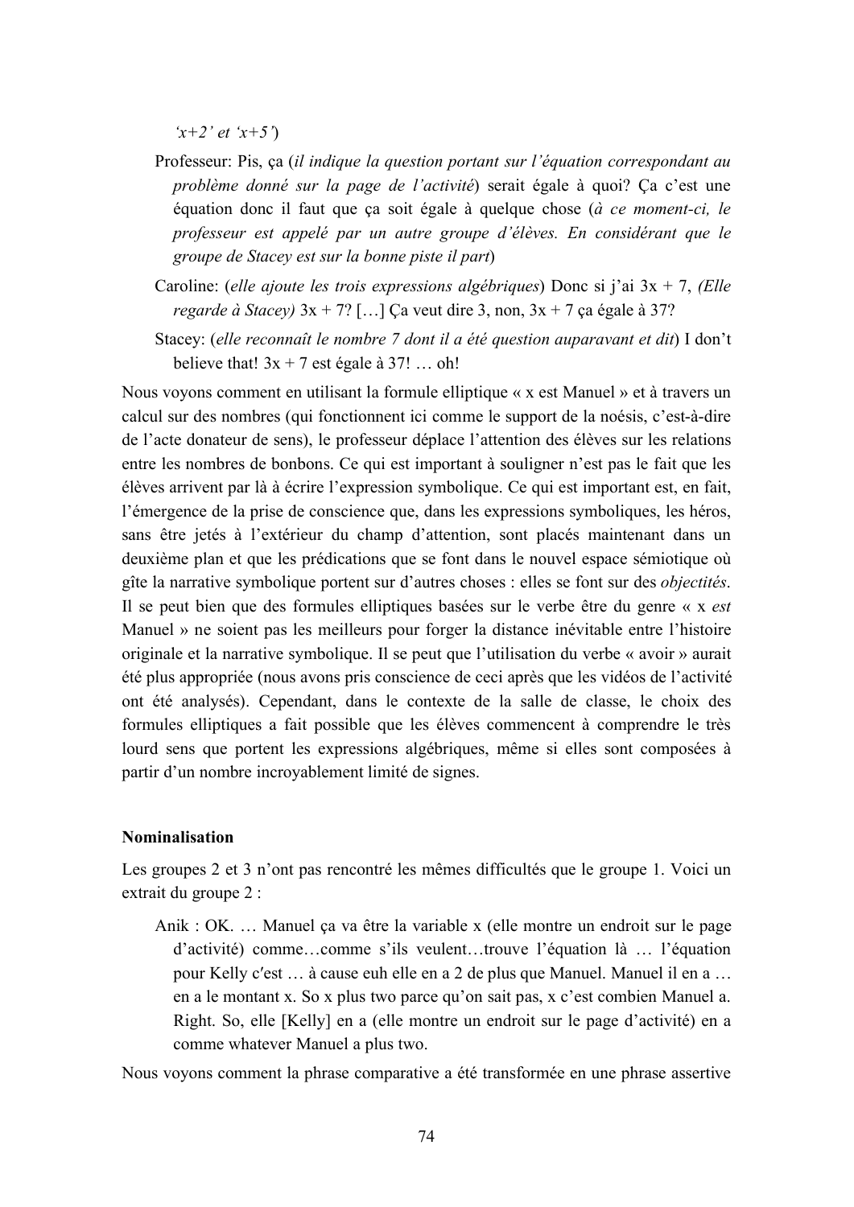*'x+2' et 'x+5'*)

> Professeur: Pis, ça (*il indique la question portant sur l'équation correspondant au problème donné sur la page de l'activité*) serait égale à quoi? Ça c'est une équation donc il faut que ça soit égale à quelque chose (*à ce moment-ci, le professeur est appelé par un autre groupe d'élèves. En considérant que le groupe de Stacey est sur la bonne piste il part*)
>
> Caroline: (*elle ajoute les trois expressions algébriques*) Donc si j'ai 3x + 7, *(Elle regarde à Stacey)* 3x + 7? […] Ça veut dire 3, non, 3x + 7 ça égale à 37?
>
> Stacey: (*elle reconnaît le nombre 7 dont il a été question auparavant et dit*) I don't believe that! 3x + 7 est égale à 37! … oh!

Nous voyons comment en utilisant la formule elliptique « x est Manuel » et à travers un calcul sur des nombres (qui fonctionnent ici comme le support de la noésis, c'est-à-dire de l'acte donateur de sens), le professeur déplace l'attention des élèves sur les relations entre les nombres de bonbons. Ce qui est important à souligner n'est pas le fait que les élèves arrivent par là à écrire l'expression symbolique. Ce qui est important est, en fait, l'émergence de la prise de conscience que, dans les expressions symboliques, les héros, sans être jetés à l'extérieur du champ d'attention, sont placés maintenant dans un deuxième plan et que les prédications que se font dans le nouvel espace sémiotique où gîte la narrative symbolique portent sur d'autres choses : elles se font sur des *objectités*. Il se peut bien que des formules elliptiques basées sur le verbe être du genre « x *est* Manuel » ne soient pas les meilleurs pour forger la distance inévitable entre l'histoire originale et la narrative symbolique. Il se peut que l'utilisation du verbe « avoir » aurait été plus appropriée (nous avons pris conscience de ceci après que les vidéos de l'activité ont été analysés). Cependant, dans le contexte de la salle de classe, le choix des formules elliptiques a fait possible que les élèves commencent à comprendre le très lourd sens que portent les expressions algébriques, même si elles sont composées à partir d'un nombre incroyablement limité de signes.

**Nominalisation**

Les groupes 2 et 3 n'ont pas rencontré les mêmes difficultés que le groupe 1. Voici un extrait du groupe 2 :

> Anik : OK. … Manuel ça va être la variable x (elle montre un endroit sur le page d'activité) comme…comme s'ils veulent…trouve l'équation là … l'équation pour Kelly c'est … à cause euh elle en a 2 de plus que Manuel. Manuel il en a … en a le montant x. So x plus two parce qu'on sait pas, x c'est combien Manuel a. Right. So, elle [Kelly] en a (elle montre un endroit sur le page d'activité) en a comme whatever Manuel a plus two.

Nous voyons comment la phrase comparative a été transformée en une phrase assertive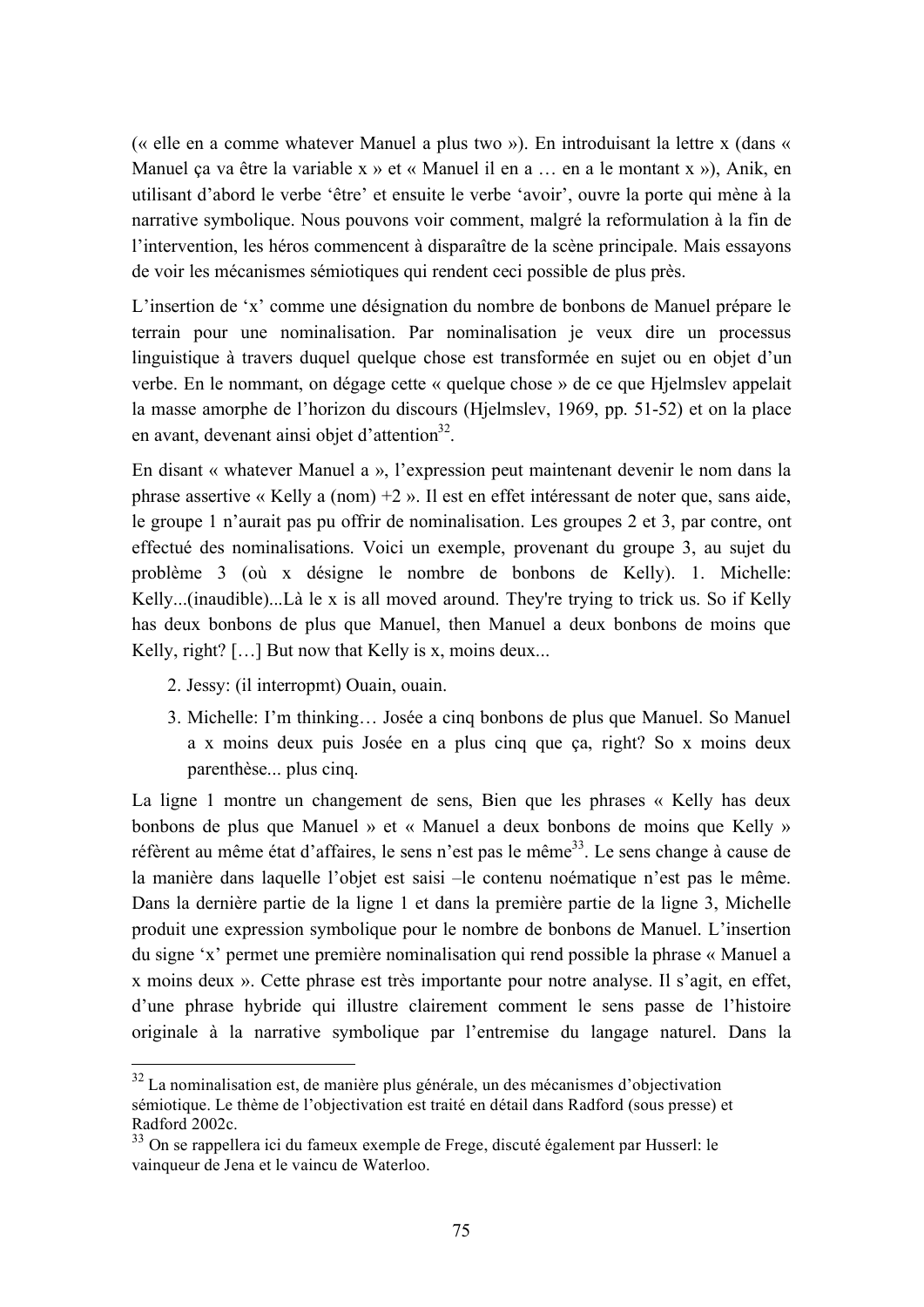(« elle en a comme whatever Manuel a plus two »). En introduisant la lettre x (dans « Manuel ça va être la variable x » et « Manuel il en a … en a le montant x »), Anik, en utilisant d'abord le verbe 'être' et ensuite le verbe 'avoir', ouvre la porte qui mène à la narrative symbolique. Nous pouvons voir comment, malgré la reformulation à la fin de l'intervention, les héros commencent à disparaître de la scène principale. Mais essayons de voir les mécanismes sémiotiques qui rendent ceci possible de plus près.

L'insertion de 'x' comme une désignation du nombre de bonbons de Manuel prépare le terrain pour une nominalisation. Par nominalisation je veux dire un processus linguistique à travers duquel quelque chose est transformée en sujet ou en objet d'un verbe. En le nommant, on dégage cette « quelque chose » de ce que Hjelmslev appelait la masse amorphe de l'horizon du discours (Hjelmslev, 1969, pp. 51-52) et on la place en avant, devenant ainsi objet d'attention[32].

En disant « whatever Manuel a », l'expression peut maintenant devenir le nom dans la phrase assertive « Kelly a (nom) +2 ». Il est en effet intéressant de noter que, sans aide, le groupe 1 n'aurait pas pu offrir de nominalisation. Les groupes 2 et 3, par contre, ont effectué des nominalisations. Voici un exemple, provenant du groupe 3, au sujet du problème 3 (où x désigne le nombre de bonbons de Kelly). 1. Michelle: Kelly...(inaudible)...Là le x is all moved around. They're trying to trick us. So if Kelly has deux bonbons de plus que Manuel, then Manuel a deux bonbons de moins que Kelly, right? […] But now that Kelly is x, moins deux...

2. Jessy: (il interropmt) Ouain, ouain.
3. Michelle: I'm thinking… Josée a cinq bonbons de plus que Manuel. So Manuel a x moins deux puis Josée en a plus cinq que ça, right? So x moins deux parenthèse... plus cinq.

La ligne 1 montre un changement de sens, Bien que les phrases « Kelly has deux bonbons de plus que Manuel » et « Manuel a deux bonbons de moins que Kelly » réfèrent au même état d'affaires, le sens n'est pas le même[33]. Le sens change à cause de la manière dans laquelle l'objet est saisi –le contenu noématique n'est pas le même. Dans la dernière partie de la ligne 1 et dans la première partie de la ligne 3, Michelle produit une expression symbolique pour le nombre de bonbons de Manuel. L'insertion du signe 'x' permet une première nominalisation qui rend possible la phrase « Manuel a x moins deux ». Cette phrase est très importante pour notre analyse. Il s'agit, en effet, d'une phrase hybride qui illustre clairement comment le sens passe de l'histoire originale à la narrative symbolique par l'entremise du langage naturel. Dans la

---

[32] La nominalisation est, de manière plus générale, un des mécanismes d'objectivation sémiotique. Le thème de l'objectivation est traité en détail dans Radford (sous presse) et Radford 2002c.

[33] On se rappellera ici du fameux exemple de Frege, discuté également par Husserl: le vainqueur de Jena et le vaincu de Waterloo.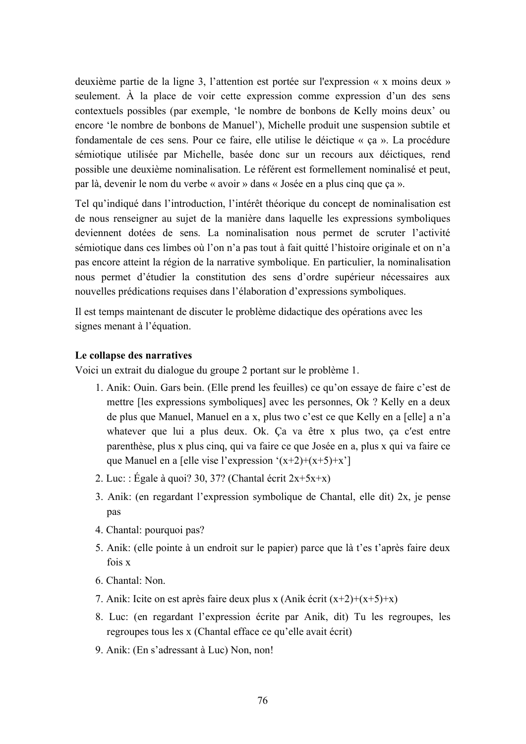deuxième partie de la ligne 3, l'attention est portée sur l'expression « x moins deux » seulement. À la place de voir cette expression comme expression d'un des sens contextuels possibles (par exemple, 'le nombre de bonbons de Kelly moins deux' ou encore 'le nombre de bonbons de Manuel'), Michelle produit une suspension subtile et fondamentale de ces sens. Pour ce faire, elle utilise le déictique « ça ». La procédure sémiotique utilisée par Michelle, basée donc sur un recours aux déictiques, rend possible une deuxième nominalisation. Le référent est formellement nominalisé et peut, par là, devenir le nom du verbe « avoir » dans « Josée en a plus cinq que ça ».

Tel qu'indiqué dans l'introduction, l'intérêt théorique du concept de nominalisation est de nous renseigner au sujet de la manière dans laquelle les expressions symboliques deviennent dotées de sens. La nominalisation nous permet de scruter l'activité sémiotique dans ces limbes où l'on n'a pas tout à fait quitté l'histoire originale et on n'a pas encore atteint la région de la narrative symbolique. En particulier, la nominalisation nous permet d'étudier la constitution des sens d'ordre supérieur nécessaires aux nouvelles prédications requises dans l'élaboration d'expressions symboliques.

Il est temps maintenant de discuter le problème didactique des opérations avec les signes menant à l'équation.

**Le collapse des narratives**

Voici un extrait du dialogue du groupe 2 portant sur le problème 1.

1. Anik: Ouin. Gars bein. (Elle prend les feuilles) ce qu'on essaye de faire c'est de mettre [les expressions symboliques] avec les personnes, Ok ? Kelly en a deux de plus que Manuel, Manuel en a x, plus two c'est ce que Kelly en a [elle] a n'a whatever que lui a plus deux. Ok. Ça va être x plus two, ça c'est entre parenthèse, plus x plus cinq, qui va faire ce que Josée en a, plus x qui va faire ce que Manuel en a [elle vise l'expression '(x+2)+(x+5)+x']
2. Luc: : Égale à quoi? 30, 37? (Chantal écrit 2x+5x+x)
3. Anik: (en regardant l'expression symbolique de Chantal, elle dit) 2x, je pense pas
4. Chantal: pourquoi pas?
5. Anik: (elle pointe à un endroit sur le papier) parce que là t'es t'après faire deux fois x
6. Chantal: Non.
7. Anik: Icite on est après faire deux plus x (Anik écrit (x+2)+(x+5)+x)
8. Luc: (en regardant l'expression écrite par Anik, dit) Tu les regroupes, les regroupes tous les x (Chantal efface ce qu'elle avait écrit)
9. Anik: (En s'adressant à Luc) Non, non!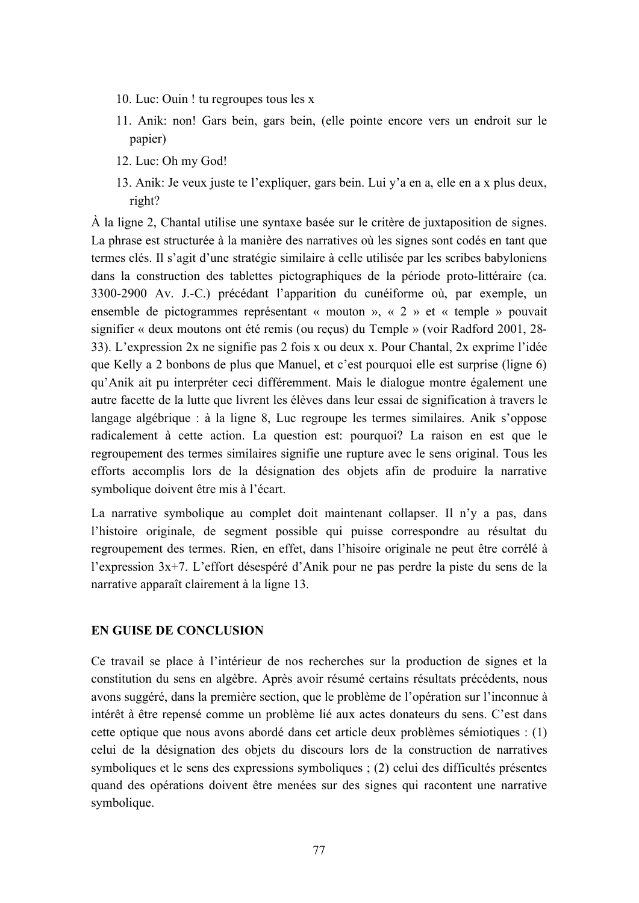10. Luc: Ouin ! tu regroupes tous les x
11. Anik: non! Gars bein, gars bein, (elle pointe encore vers un endroit sur le papier)
12. Luc: Oh my God!
13. Anik: Je veux juste te l'expliquer, gars bein. Lui y'a en a, elle en a x plus deux, right?

À la ligne 2, Chantal utilise une syntaxe basée sur le critère de juxtaposition de signes. La phrase est structurée à la manière des narratives où les signes sont codés en tant que termes clés. Il s'agit d'une stratégie similaire à celle utilisée par les scribes babyloniens dans la construction des tablettes pictographiques de la période proto-littéraire (ca. 3300-2900 Av. J.-C.) précédant l'apparition du cunéiforme où, par exemple, un ensemble de pictogrammes représentant « mouton », « 2 » et « temple » pouvait signifier « deux moutons ont été remis (ou reçus) du Temple » (voir Radford 2001, 28-33). L'expression 2x ne signifie pas 2 fois x ou deux x. Pour Chantal, 2x exprime l'idée que Kelly a 2 bonbons de plus que Manuel, et c'est pourquoi elle est surprise (ligne 6) qu'Anik ait pu interpréter ceci différemment. Mais le dialogue montre également une autre facette de la lutte que livrent les élèves dans leur essai de signification à travers le langage algébrique : à la ligne 8, Luc regroupe les termes similaires. Anik s'oppose radicalement à cette action. La question est: pourquoi? La raison en est que le regroupement des termes similaires signifie une rupture avec le sens original. Tous les efforts accomplis lors de la désignation des objets afin de produire la narrative symbolique doivent être mis à l'écart.

La narrative symbolique au complet doit maintenant collapser. Il n'y a pas, dans l'histoire originale, de segment possible qui puisse correspondre au résultat du regroupement des termes. Rien, en effet, dans l'hisoire originale ne peut être corrélé à l'expression 3x+7. L'effort désespéré d'Anik pour ne pas perdre la piste du sens de la narrative apparaît clairement à la ligne 13.

## EN GUISE DE CONCLUSION

Ce travail se place à l'intérieur de nos recherches sur la production de signes et la constitution du sens en algèbre. Après avoir résumé certains résultats précédents, nous avons suggéré, dans la première section, que le problème de l'opération sur l'inconnue à intérêt à être repensé comme un problème lié aux actes donateurs du sens. C'est dans cette optique que nous avons abordé dans cet article deux problèmes sémiotiques : (1) celui de la désignation des objets du discours lors de la construction de narratives symboliques et le sens des expressions symboliques ; (2) celui des difficultés présentes quand des opérations doivent être menées sur des signes qui racontent une narrative symbolique.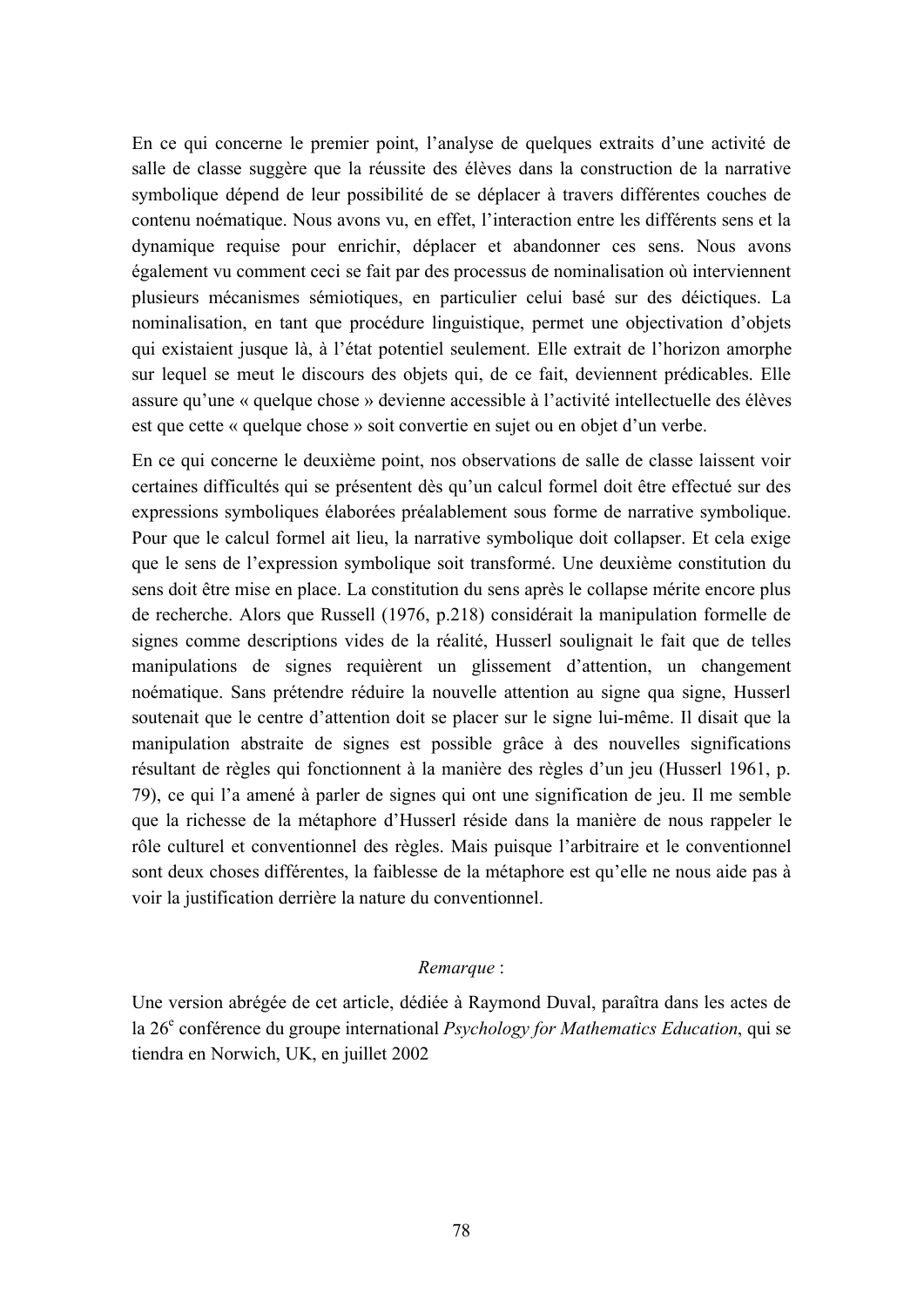En ce qui concerne le premier point, l'analyse de quelques extraits d'une activité de salle de classe suggère que la réussite des élèves dans la construction de la narrative symbolique dépend de leur possibilité de se déplacer à travers différentes couches de contenu noématique. Nous avons vu, en effet, l'interaction entre les différents sens et la dynamique requise pour enrichir, déplacer et abandonner ces sens. Nous avons également vu comment ceci se fait par des processus de nominalisation où interviennent plusieurs mécanismes sémiotiques, en particulier celui basé sur des déictiques. La nominalisation, en tant que procédure linguistique, permet une objectivation d'objets qui existaient jusque là, à l'état potentiel seulement. Elle extrait de l'horizon amorphe sur lequel se meut le discours des objets qui, de ce fait, deviennent prédicables. Elle assure qu'une « quelque chose » devienne accessible à l'activité intellectuelle des élèves est que cette « quelque chose » soit convertie en sujet ou en objet d'un verbe.

En ce qui concerne le deuxième point, nos observations de salle de classe laissent voir certaines difficultés qui se présentent dès qu'un calcul formel doit être effectué sur des expressions symboliques élaborées préalablement sous forme de narrative symbolique. Pour que le calcul formel ait lieu, la narrative symbolique doit collapser. Et cela exige que le sens de l'expression symbolique soit transformé. Une deuxième constitution du sens doit être mise en place. La constitution du sens après le collapse mérite encore plus de recherche. Alors que Russell (1976, p.218) considérait la manipulation formelle de signes comme descriptions vides de la réalité, Husserl soulignait le fait que de telles manipulations de signes requièrent un glissement d'attention, un changement noématique. Sans prétendre réduire la nouvelle attention au signe qua signe, Husserl soutenait que le centre d'attention doit se placer sur le signe lui-même. Il disait que la manipulation abstraite de signes est possible grâce à des nouvelles significations résultant de règles qui fonctionnent à la manière des règles d'un jeu (Husserl 1961, p. 79), ce qui l'a amené à parler de signes qui ont une signification de jeu. Il me semble que la richesse de la métaphore d'Husserl réside dans la manière de nous rappeler le rôle culturel et conventionnel des règles. Mais puisque l'arbitraire et le conventionnel sont deux choses différentes, la faiblesse de la métaphore est qu'elle ne nous aide pas à voir la justification derrière la nature du conventionnel.

*Remarque* :

Une version abrégée de cet article, dédiée à Raymond Duval, paraîtra dans les actes de la 26e conférence du groupe international *Psychology for Mathematics Education*, qui se tiendra en Norwich, UK, en juillet 2002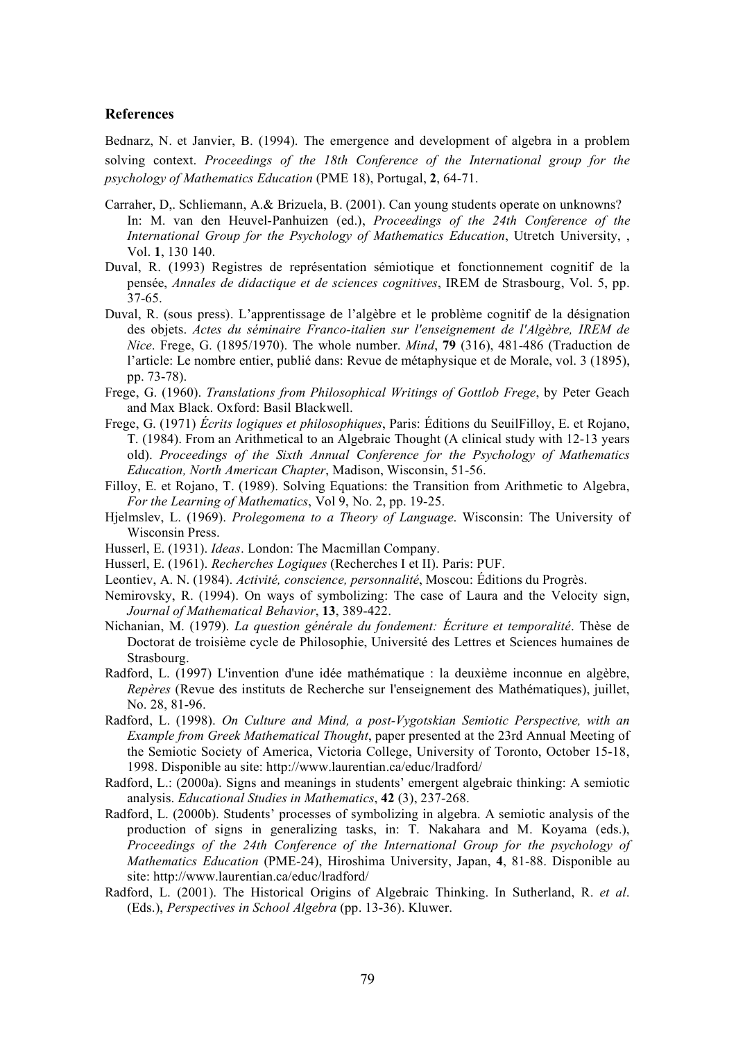### References

Bednarz, N. et Janvier, B. (1994). The emergence and development of algebra in a problem solving context. *Proceedings of the 18th Conference of the International group for the psychology of Mathematics Education* (PME 18), Portugal, **2**, 64-71.

Carraher, D,. Schliemann, A.& Brizuela, B. (2001). Can young students operate on unknowns? In: M. van den Heuvel-Panhuizen (ed.), *Proceedings of the 24th Conference of the International Group for the Psychology of Mathematics Education*, Utretch University, , Vol. **1**, 130 140.

Duval, R. (1993) Registres de représentation sémiotique et fonctionnement cognitif de la pensée, *Annales de didactique et de sciences cognitives*, IREM de Strasbourg, Vol. 5, pp. 37-65.

Duval, R. (sous press). L'apprentissage de l'algèbre et le problème cognitif de la désignation des objets. *Actes du séminaire Franco-italien sur l'enseignement de l'Algèbre, IREM de Nice*. Frege, G. (1895/1970). The whole number. *Mind*, **79** (316), 481-486 (Traduction de l'article: Le nombre entier, publié dans: Revue de métaphysique et de Morale, vol. 3 (1895), pp. 73-78).

Frege, G. (1960). *Translations from Philosophical Writings of Gottlob Frege*, by Peter Geach and Max Black. Oxford: Basil Blackwell.

Frege, G. (1971) *Écrits logiques et philosophiques*, Paris: Éditions du SeuilFilloy, E. et Rojano, T. (1984). From an Arithmetical to an Algebraic Thought (A clinical study with 12-13 years old). *Proceedings of the Sixth Annual Conference for the Psychology of Mathematics Education, North American Chapter*, Madison, Wisconsin, 51-56.

Filloy, E. et Rojano, T. (1989). Solving Equations: the Transition from Arithmetic to Algebra, *For the Learning of Mathematics*, Vol 9, No. 2, pp. 19-25.

Hjelmslev, L. (1969). *Prolegomena to a Theory of Language*. Wisconsin: The University of Wisconsin Press.

Husserl, E. (1931). *Ideas*. London: The Macmillan Company.

Husserl, E. (1961). *Recherches Logiques* (Recherches I et II). Paris: PUF.

Leontiev, A. N. (1984). *Activité, conscience, personnalité*, Moscou: Éditions du Progrès.

Nemirovsky, R. (1994). On ways of symbolizing: The case of Laura and the Velocity sign, *Journal of Mathematical Behavior*, **13**, 389-422.

Nichanian, M. (1979). *La question générale du fondement: Écriture et temporalité*. Thèse de Doctorat de troisième cycle de Philosophie, Université des Lettres et Sciences humaines de Strasbourg.

Radford, L. (1997) L'invention d'une idée mathématique : la deuxième inconnue en algèbre, *Repères* (Revue des instituts de Recherche sur l'enseignement des Mathématiques), juillet, No. 28, 81-96.

Radford, L. (1998). *On Culture and Mind, a post-Vygotskian Semiotic Perspective, with an Example from Greek Mathematical Thought*, paper presented at the 23rd Annual Meeting of the Semiotic Society of America, Victoria College, University of Toronto, October 15-18, 1998. Disponible au site: http://www.laurentian.ca/educ/lradford/

Radford, L.: (2000a). Signs and meanings in students' emergent algebraic thinking: A semiotic analysis. *Educational Studies in Mathematics*, **42** (3), 237-268.

Radford, L. (2000b). Students' processes of symbolizing in algebra. A semiotic analysis of the production of signs in generalizing tasks, in: T. Nakahara and M. Koyama (eds.), *Proceedings of the 24th Conference of the International Group for the psychology of Mathematics Education* (PME-24), Hiroshima University, Japan, **4**, 81-88. Disponible au site: http://www.laurentian.ca/educ/lradford/

Radford, L. (2001). The Historical Origins of Algebraic Thinking. In Sutherland, R. *et al*. (Eds.), *Perspectives in School Algebra* (pp. 13-36). Kluwer.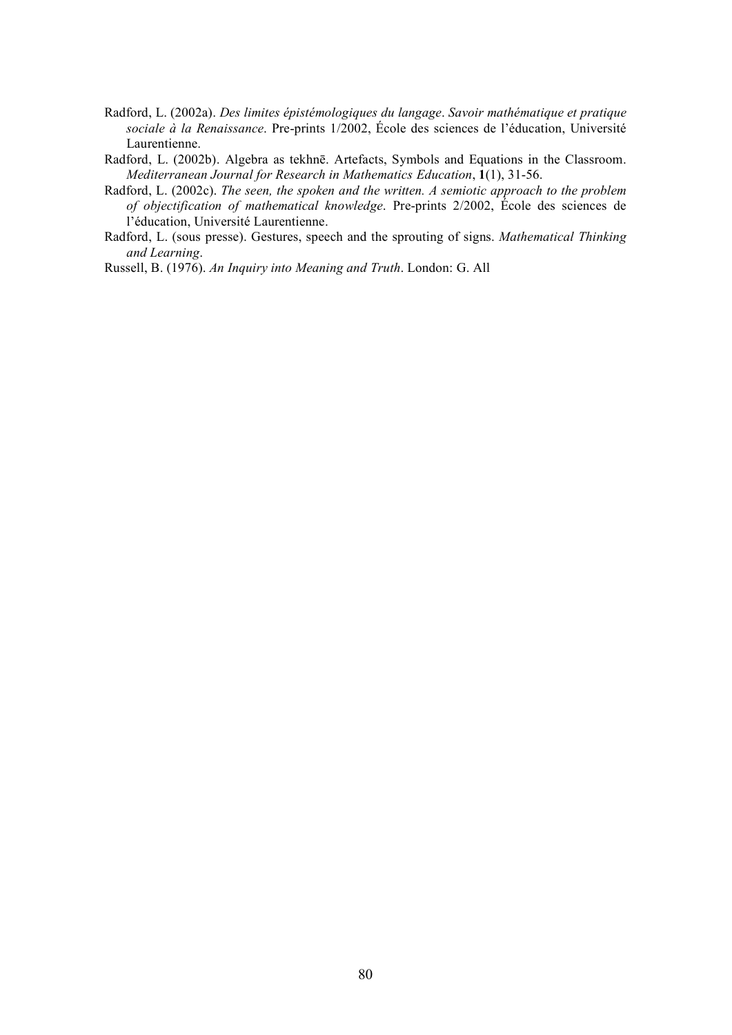Radford, L. (2002a). *Des limites épistémologiques du langage*. *Savoir mathématique et pratique sociale à la Renaissance*. Pre-prints 1/2002, École des sciences de l'éducation, Université Laurentienne.

Radford, L. (2002b). Algebra as tekhnē. Artefacts, Symbols and Equations in the Classroom. *Mediterranean Journal for Research in Mathematics Education*, **1**(1), 31-56.

Radford, L. (2002c). *The seen, the spoken and the written. A semiotic approach to the problem of objectification of mathematical knowledge*. Pre-prints 2/2002, École des sciences de l'éducation, Université Laurentienne.

Radford, L. (sous presse). Gestures, speech and the sprouting of signs. *Mathematical Thinking and Learning*.

Russell, B. (1976). *An Inquiry into Meaning and Truth*. London: G. All